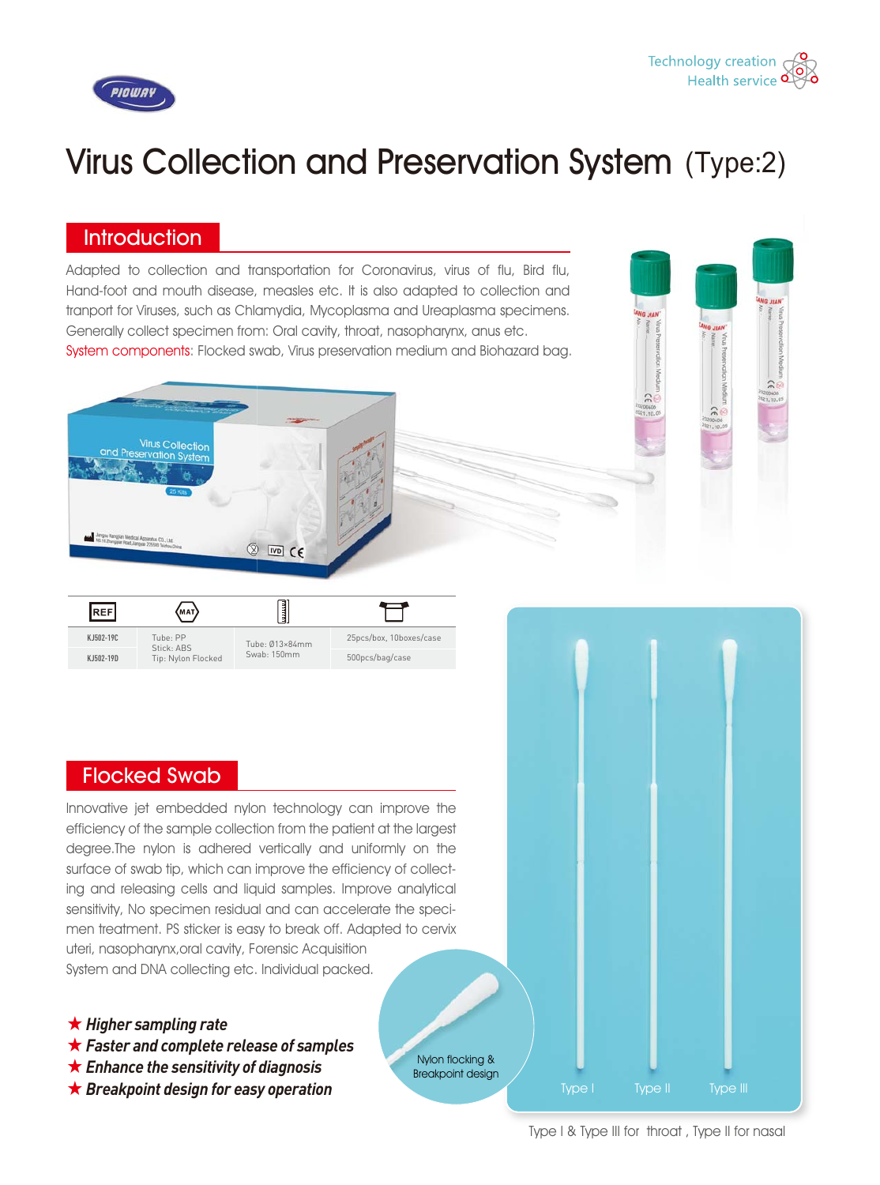Technology creation
Health service

# Virus Collection and Preservation System (Type:2)

## Introduction

Adapted to collection and transportation for Coronavirus, virus of flu, Bird flu, Hand-foot and mouth disease, measles etc. It is also adapted to collection and tranport for Viruses, such as Chlamydia, Mycoplasma and Ureaplasma specimens. Generally collect specimen from: Oral cavity, throat, nasopharynx, anus etc.

System components: Flocked swab, Virus preservation medium and Biohazard bag.

| REF | MAT | Size | Package |
|---|---|---|---|
| KJ502-19C | Tube: PP<br>Stick: ABS<br>Tip: Nylon Flocked | Tube: Ø13×84mm<br>Swab: 150mm | 25pcs/box, 10boxes/case |
| KJ502-19D | | | 500pcs/bag/case |

## Flocked Swab

Innovative jet embedded nylon technology can improve the efficiency of the sample collection from the patient at the largest degree.The nylon is adhered vertically and uniformly on the surface of swab tip, which can improve the efficiency of collecting and releasing cells and liquid samples. Improve analytical sensitivity, No specimen residual and can accelerate the specimen treatment. PS sticker is easy to break off. Adapted to cervix uteri, nasopharynx,oral cavity, Forensic Acquisition System and DNA collecting etc. Individual packed.

- ★ ***Higher sampling rate***
- ★ ***Faster and complete release of samples***
- ★ ***Enhance the sensitivity of diagnosis***
- ★ ***Breakpoint design for easy operation***

Nylon flocking & Breakpoint design

Type I    Type II    Type III

Type I & Type III for throat , Type II for nasal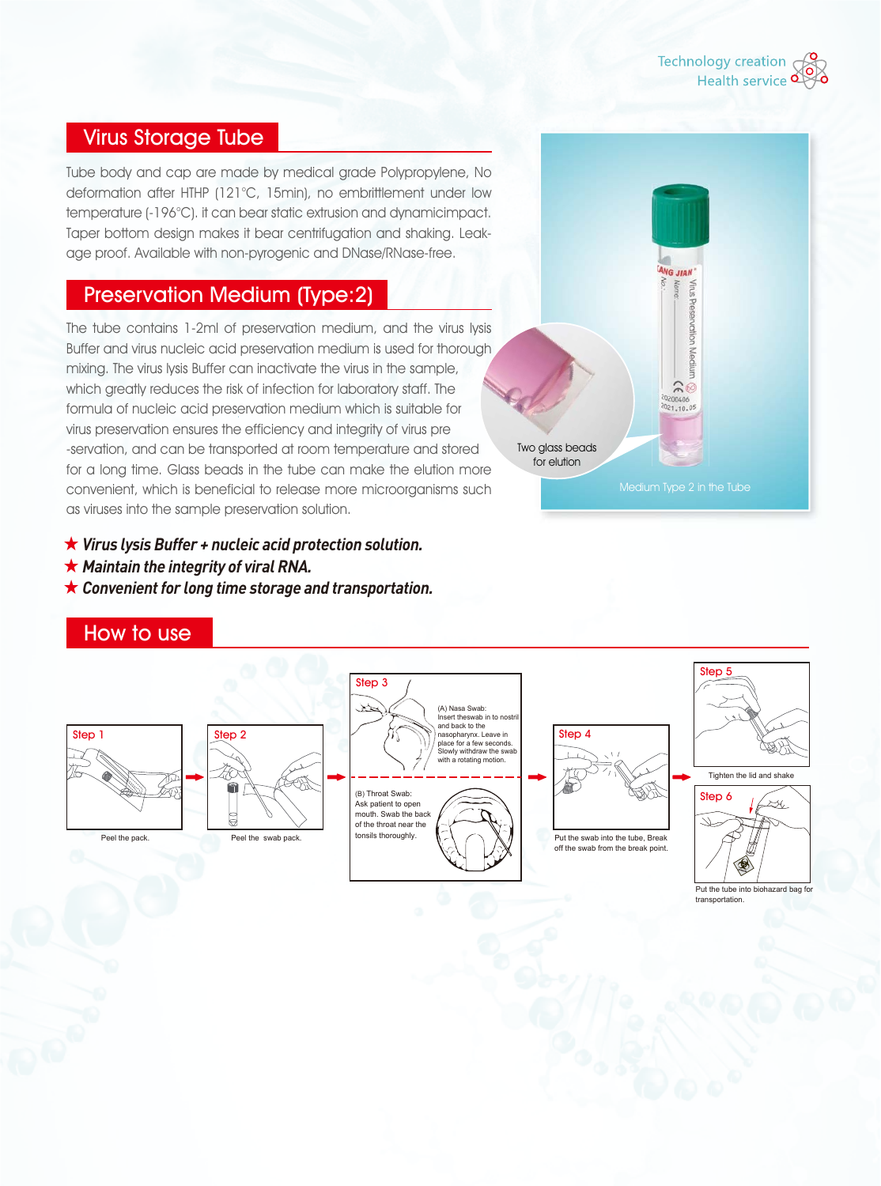## Virus Storage Tube

Tube body and cap are made by medical grade Polypropylene, No deformation after HTHP (121°C, 15min), no embrittlement under low temperature (-196°C). it can bear static extrusion and dynamicimpact. Taper bottom design makes it bear centrifugation and shaking. Leakage proof. Available with non-pyrogenic and DNase/RNase-free.

## Preservation Medium (Type:2)

The tube contains 1-2ml of preservation medium, and the virus lysis Buffer and virus nucleic acid preservation medium is used for thorough mixing. The virus lysis Buffer can inactivate the virus in the sample, which greatly reduces the risk of infection for laboratory staff. The formula of nucleic acid preservation medium which is suitable for virus preservation ensures the efficiency and integrity of virus pre -servation, and can be transported at room temperature and stored for a long time. Glass beads in the tube can make the elution more convenient, which is beneficial to release more microorganisms such as viruses into the sample preservation solution.

Two glass beads for elution

Medium Type 2 in the Tube

★ ***Virus lysis Buffer + nucleic acid protection solution.***
★ ***Maintain the integrity of viral RNA.***
★ ***Convenient for long time storage and transportation.***

## How to use

**Step 1** — Peel the pack.

**Step 2** — Peel the swab pack.

**Step 3**

(A) Nasa Swab: Insert theswab in to nostril and back to the nasopharynx. Leave in place for a few seconds. Slowly withdraw the swab with a rotating motion.

(B) Throat Swab: Ask patient to open mouth. Swab the back of the throat near the tonsils thoroughly.

**Step 4** — Put the swab into the tube, Break off the swab from the break point.

**Step 5** — Tighten the lid and shake

**Step 6** — Put the tube into biohazard bag for transportation.